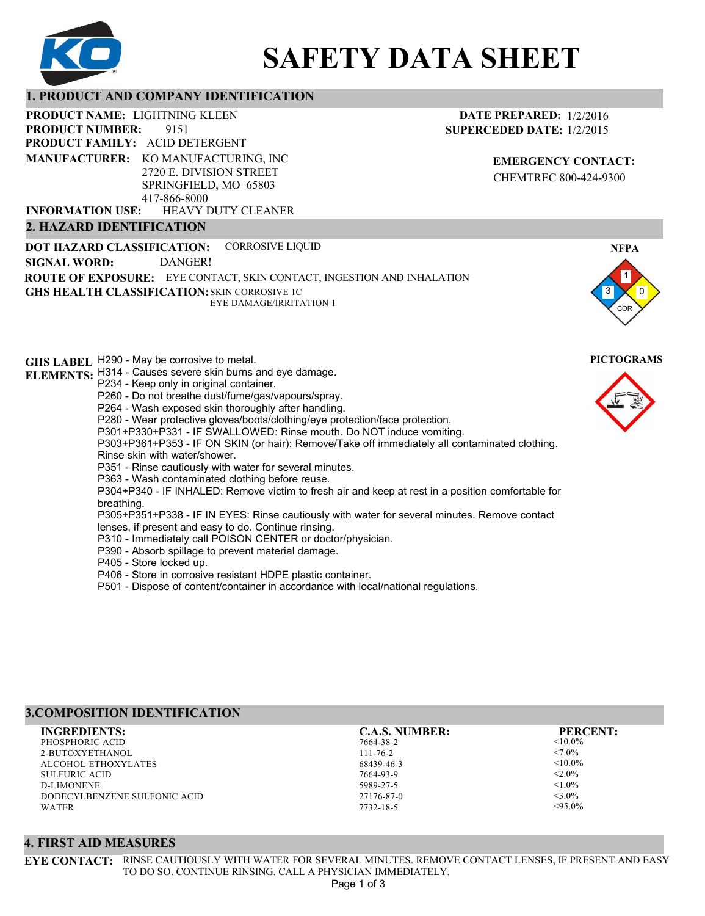# SAFETY DATA SHEET

## 1. PRODUCT AND COMPANY IDENTIFICATION

**PRODUCT NAME:** LIGHTNING KLEEN
**PRODUCT NUMBER:** 9151
**PRODUCT FAMILY:** ACID DETERGENT
**MANUFACTURER:** KO MANUFACTURING, INC
2720 E. DIVISION STREET
SPRINGFIELD, MO 65803
417-866-8000
**INFORMATION USE:** HEAVY DUTY CLEANER

**DATE PREPARED:** 1/2/2016
**SUPERCEDED DATE:** 1/2/2015

**EMERGENCY CONTACT:**
CHEMTREC 800-424-9300

## 2. HAZARD IDENTIFICATION

**DOT HAZARD CLASSIFICATION:** CORROSIVE LIQUID
**SIGNAL WORD:** DANGER!
**ROUTE OF EXPOSURE:** EYE CONTACT, SKIN CONTACT, INGESTION AND INHALATION
**GHS HEALTH CLASSIFICATION:** SKIN CORROSIVE 1C
EYE DAMAGE/IRRITATION 1

**NFPA**
Health: 3, Flammability: 1, Reactivity: 0, Special: COR

**GHS LABEL ELEMENTS:**
H290 - May be corrosive to metal.
H314 - Causes severe skin burns and eye damage.
P234 - Keep only in original container.
P260 - Do not breathe dust/fume/gas/vapours/spray.
P264 - Wash exposed skin thoroughly after handling.
P280 - Wear protective gloves/boots/clothing/eye protection/face protection.
P301+P330+P331 - IF SWALLOWED: Rinse mouth. Do NOT induce vomiting.
P303+P361+P353 - IF ON SKIN (or hair): Remove/Take off immediately all contaminated clothing. Rinse skin with water/shower.
P351 - Rinse cautiously with water for several minutes.
P363 - Wash contaminated clothing before reuse.
P304+P340 - IF INHALED: Remove victim to fresh air and keep at rest in a position comfortable for breathing.
P305+P351+P338 - IF IN EYES: Rinse cautiously with water for several minutes. Remove contact lenses, if present and easy to do. Continue rinsing.
P310 - Immediately call POISON CENTER or doctor/physician.
P390 - Absorb spillage to prevent material damage.
P405 - Store locked up.
P406 - Store in corrosive resistant HDPE plastic container.
P501 - Dispose of content/container in accordance with local/national regulations.

**PICTOGRAMS**

## 3. COMPOSITION IDENTIFICATION

| INGREDIENTS: | C.A.S. NUMBER: | PERCENT: |
|---|---|---|
| PHOSPHORIC ACID | 7664-38-2 | <10.0% |
| 2-BUTOXYETHANOL | 111-76-2 | <7.0% |
| ALCOHOL ETHOXYLATES | 68439-46-3 | <10.0% |
| SULFURIC ACID | 7664-93-9 | <2.0% |
| D-LIMONENE | 5989-27-5 | <1.0% |
| DODECYLBENZENE SULFONIC ACID | 27176-87-0 | <3.0% |
| WATER | 7732-18-5 | <95.0% |

## 4. FIRST AID MEASURES

**EYE CONTACT:** RINSE CAUTIOUSLY WITH WATER FOR SEVERAL MINUTES. REMOVE CONTACT LENSES, IF PRESENT AND EASY TO DO SO. CONTINUE RINSING. CALL A PHYSICIAN IMMEDIATELY.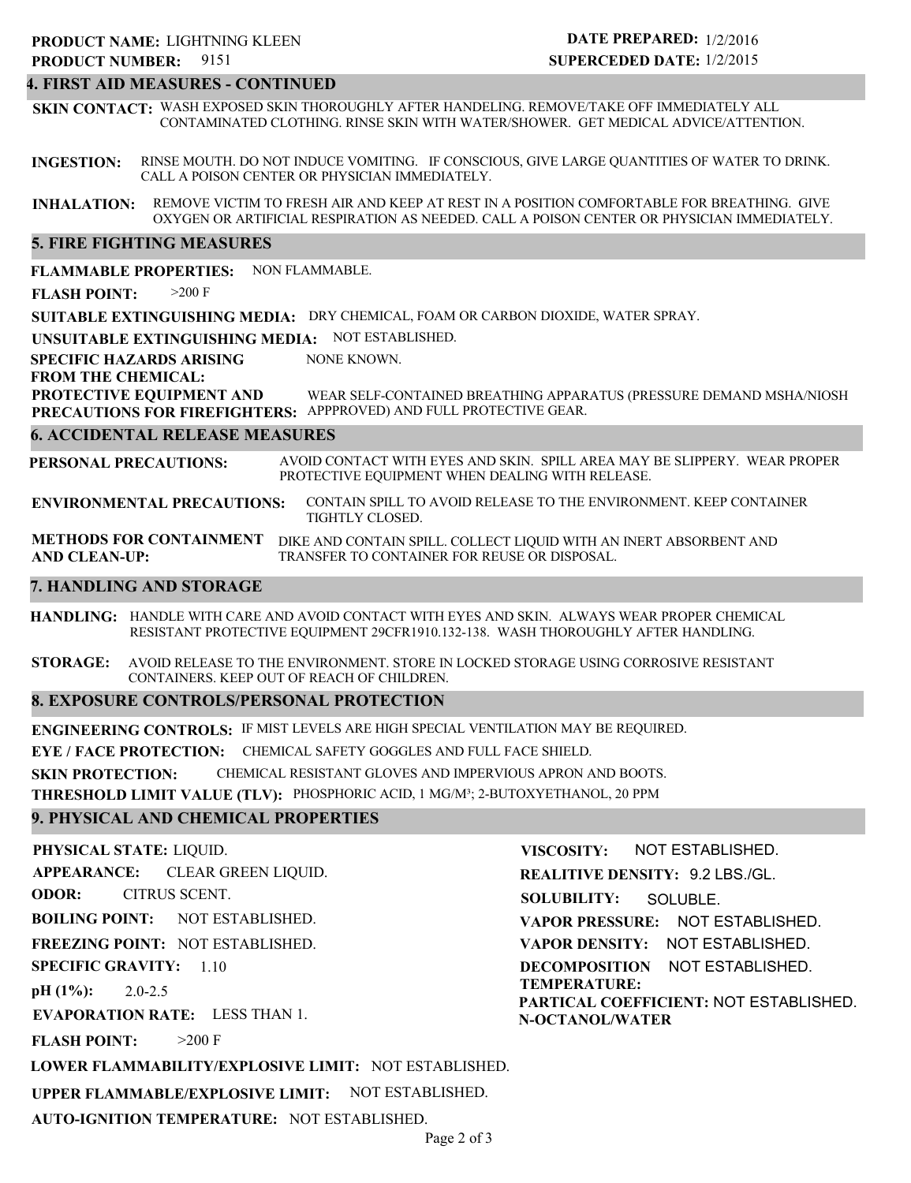**PRODUCT NAME:** LIGHTNING KLEEN
**PRODUCT NUMBER:** 9151

**DATE PREPARED:** 1/2/2016
**SUPERCEDED DATE:** 1/2/2015

## 4. FIRST AID MEASURES - CONTINUED

**SKIN CONTACT:** WASH EXPOSED SKIN THOROUGHLY AFTER HANDELING. REMOVE/TAKE OFF IMMEDIATELY ALL CONTAMINATED CLOTHING. RINSE SKIN WITH WATER/SHOWER. GET MEDICAL ADVICE/ATTENTION.

**INGESTION:** RINSE MOUTH. DO NOT INDUCE VOMITING. IF CONSCIOUS, GIVE LARGE QUANTITIES OF WATER TO DRINK. CALL A POISON CENTER OR PHYSICIAN IMMEDIATELY.

**INHALATION:** REMOVE VICTIM TO FRESH AIR AND KEEP AT REST IN A POSITION COMFORTABLE FOR BREATHING. GIVE OXYGEN OR ARTIFICIAL RESPIRATION AS NEEDED. CALL A POISON CENTER OR PHYSICIAN IMMEDIATELY.

## 5. FIRE FIGHTING MEASURES

**FLAMMABLE PROPERTIES:** NON FLAMMABLE.

**FLASH POINT:** >200 F

**SUITABLE EXTINGUISHING MEDIA:** DRY CHEMICAL, FOAM OR CARBON DIOXIDE, WATER SPRAY.

**UNSUITABLE EXTINGUISHING MEDIA:** NOT ESTABLISHED.

**SPECIFIC HAZARDS ARISING FROM THE CHEMICAL:** NONE KNOWN.

**PROTECTIVE EQUIPMENT AND PRECAUTIONS FOR FIREFIGHTERS:** WEAR SELF-CONTAINED BREATHING APPARATUS (PRESSURE DEMAND MSHA/NIOSH APPPROVED) AND FULL PROTECTIVE GEAR.

## 6. ACCIDENTAL RELEASE MEASURES

**PERSONAL PRECAUTIONS:** AVOID CONTACT WITH EYES AND SKIN. SPILL AREA MAY BE SLIPPERY. WEAR PROPER PROTECTIVE EQUIPMENT WHEN DEALING WITH RELEASE.

**ENVIRONMENTAL PRECAUTIONS:** CONTAIN SPILL TO AVOID RELEASE TO THE ENVIRONMENT. KEEP CONTAINER TIGHTLY CLOSED.

**METHODS FOR CONTAINMENT AND CLEAN-UP:** DIKE AND CONTAIN SPILL. COLLECT LIQUID WITH AN INERT ABSORBENT AND TRANSFER TO CONTAINER FOR REUSE OR DISPOSAL.

## 7. HANDLING AND STORAGE

**HANDLING:** HANDLE WITH CARE AND AVOID CONTACT WITH EYES AND SKIN. ALWAYS WEAR PROPER CHEMICAL RESISTANT PROTECTIVE EQUIPMENT 29CFR1910.132-138. WASH THOROUGHLY AFTER HANDLING.

**STORAGE:** AVOID RELEASE TO THE ENVIRONMENT. STORE IN LOCKED STORAGE USING CORROSIVE RESISTANT CONTAINERS. KEEP OUT OF REACH OF CHILDREN.

## 8. EXPOSURE CONTROLS/PERSONAL PROTECTION

**ENGINEERING CONTROLS:** IF MIST LEVELS ARE HIGH SPECIAL VENTILATION MAY BE REQUIRED.

**EYE / FACE PROTECTION:** CHEMICAL SAFETY GOGGLES AND FULL FACE SHIELD.

**SKIN PROTECTION:** CHEMICAL RESISTANT GLOVES AND IMPERVIOUS APRON AND BOOTS.

**THRESHOLD LIMIT VALUE (TLV):** PHOSPHORIC ACID, 1 MG/M³; 2-BUTOXYETHANOL, 20 PPM

## 9. PHYSICAL AND CHEMICAL PROPERTIES

**PHYSICAL STATE:** LIQUID.

**APPEARANCE:** CLEAR GREEN LIQUID.

**ODOR:** CITRUS SCENT.

**BOILING POINT:** NOT ESTABLISHED.

**FREEZING POINT:** NOT ESTABLISHED.

**SPECIFIC GRAVITY:** 1.10

**pH (1%):** 2.0-2.5

**EVAPORATION RATE:** LESS THAN 1.

**FLASH POINT:** >200 F

**LOWER FLAMMABILITY/EXPLOSIVE LIMIT:** NOT ESTABLISHED.

**UPPER FLAMMABLE/EXPLOSIVE LIMIT:** NOT ESTABLISHED.

**AUTO-IGNITION TEMPERATURE:** NOT ESTABLISHED.

**VISCOSITY:** NOT ESTABLISHED.

**REALITIVE DENSITY:** 9.2 LBS./GL.

**SOLUBILITY:** SOLUBLE.

**VAPOR PRESSURE:** NOT ESTABLISHED.

**VAPOR DENSITY:** NOT ESTABLISHED.

**DECOMPOSITION TEMPERATURE:** NOT ESTABLISHED.

**PARTICAL COEFFICIENT: N-OCTANOL/WATER** NOT ESTABLISHED.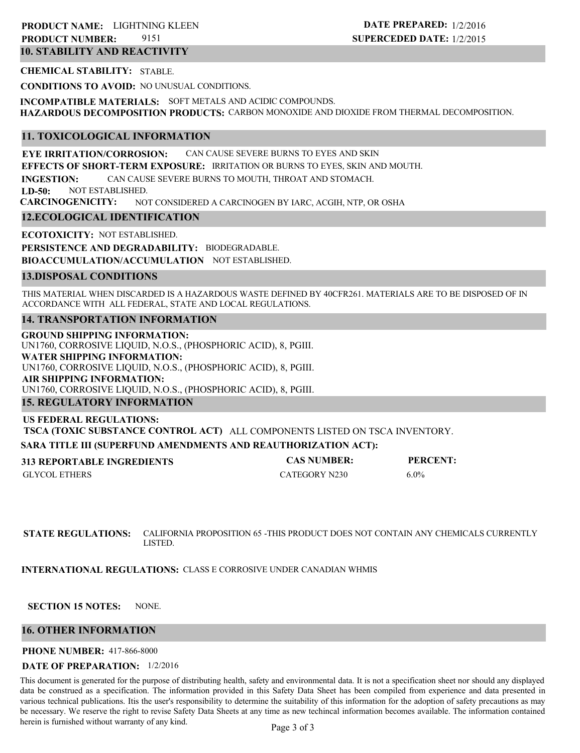**PRODUCT NAME:** LIGHTNING KLEEN
**PRODUCT NUMBER:** 9151

**DATE PREPARED:** 1/2/2016
**SUPERCEDED DATE:** 1/2/2015

## 10. STABILITY AND REACTIVITY

**CHEMICAL STABILITY:** STABLE.

**CONDITIONS TO AVOID:** NO UNUSUAL CONDITIONS.

**INCOMPATIBLE MATERIALS:** SOFT METALS AND ACIDIC COMPOUNDS.

**HAZARDOUS DECOMPOSITION PRODUCTS:** CARBON MONOXIDE AND DIOXIDE FROM THERMAL DECOMPOSITION.

## 11. TOXICOLOGICAL INFORMATION

**EYE IRRITATION/CORROSION:** CAN CAUSE SEVERE BURNS TO EYES AND SKIN

**EFFECTS OF SHORT-TERM EXPOSURE:** IRRITATION OR BURNS TO EYES, SKIN AND MOUTH.

**INGESTION:** CAN CAUSE SEVERE BURNS TO MOUTH, THROAT AND STOMACH.

**LD-50:** NOT ESTABLISHED.

**CARCINOGENICITY:** NOT CONSIDERED A CARCINOGEN BY IARC, ACGIH, NTP, OR OSHA

## 12.ECOLOGICAL IDENTIFICATION

**ECOTOXICITY:** NOT ESTABLISHED.

**PERSISTENCE AND DEGRADABILITY:** BIODEGRADABLE.

**BIOACCUMULATION/ACCUMULATION** NOT ESTABLISHED.

## 13.DISPOSAL CONDITIONS

THIS MATERIAL WHEN DISCARDED IS A HAZARDOUS WASTE DEFINED BY 40CFR261. MATERIALS ARE TO BE DISPOSED OF IN ACCORDANCE WITH ALL FEDERAL, STATE AND LOCAL REGULATIONS.

## 14. TRANSPORTATION INFORMATION

**GROUND SHIPPING INFORMATION:**
UN1760, CORROSIVE LIQUID, N.O.S., (PHOSPHORIC ACID), 8, PGIII.

**WATER SHIPPING INFORMATION:**
UN1760, CORROSIVE LIQUID, N.O.S., (PHOSPHORIC ACID), 8, PGIII.

**AIR SHIPPING INFORMATION:**
UN1760, CORROSIVE LIQUID, N.O.S., (PHOSPHORIC ACID), 8, PGIII.

## 15. REGULATORY INFORMATION

**US FEDERAL REGULATIONS:**

**TSCA (TOXIC SUBSTANCE CONTROL ACT)** ALL COMPONENTS LISTED ON TSCA INVENTORY.

**SARA TITLE III (SUPERFUND AMENDMENTS AND REAUTHORIZATION ACT):**

| 313 REPORTABLE INGREDIENTS | CAS NUMBER: | PERCENT: |
|---|---|---|
| GLYCOL ETHERS | CATEGORY N230 | 6.0% |

**STATE REGULATIONS:** CALIFORNIA PROPOSITION 65 -THIS PRODUCT DOES NOT CONTAIN ANY CHEMICALS CURRENTLY LISTED.

**INTERNATIONAL REGULATIONS:** CLASS E CORROSIVE UNDER CANADIAN WHMIS

**SECTION 15 NOTES:** NONE.

## 16. OTHER INFORMATION

**PHONE NUMBER:** 417-866-8000

**DATE OF PREPARATION:** 1/2/2016

This document is generated for the purpose of distributing health, safety and environmental data. It is not a specification sheet nor should any displayed data be construed as a specification. The information provided in this Safety Data Sheet has been compiled from experience and data presented in various technical publications. Itis the user's responsibility to determine the suitability of this information for the adoption of safety precautions as may be necessary. We reserve the right to revise Safety Data Sheets at any time as new techincal information becomes available. The information contained herein is furnished without warranty of any kind.